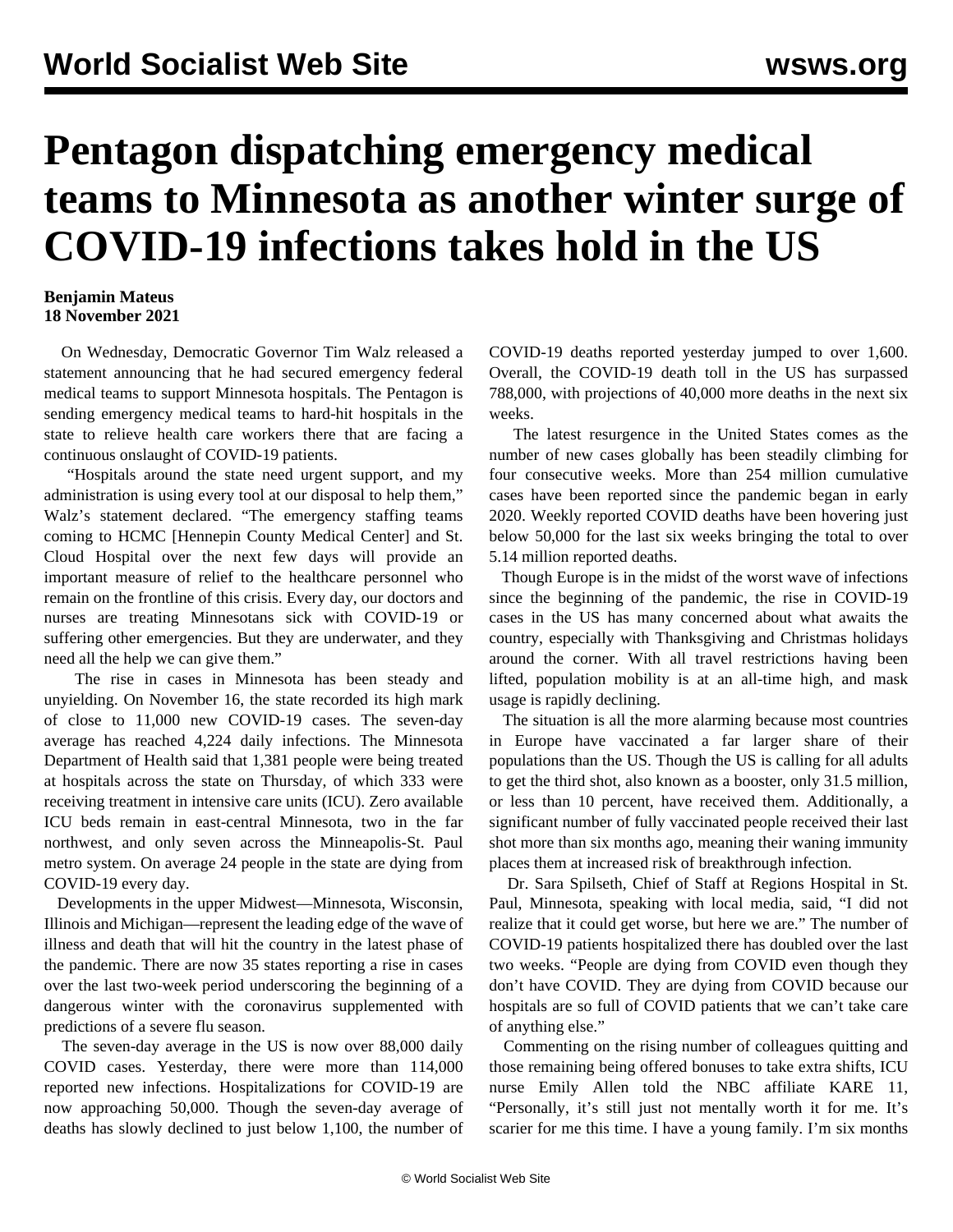# Pentagon dispatching emergency medical teams to Minnesota as another winter surge of COVID-19 infections takes hold in the US

**Benjamin Mateus**
**18 November 2021**

On Wednesday, Democratic Governor Tim Walz released a statement announcing that he had secured emergency federal medical teams to support Minnesota hospitals. The Pentagon is sending emergency medical teams to hard-hit hospitals in the state to relieve health care workers there that are facing a continuous onslaught of COVID-19 patients.

"Hospitals around the state need urgent support, and my administration is using every tool at our disposal to help them," Walz's statement declared. "The emergency staffing teams coming to HCMC [Hennepin County Medical Center] and St. Cloud Hospital over the next few days will provide an important measure of relief to the healthcare personnel who remain on the frontline of this crisis. Every day, our doctors and nurses are treating Minnesotans sick with COVID-19 or suffering other emergencies. But they are underwater, and they need all the help we can give them."

The rise in cases in Minnesota has been steady and unyielding. On November 16, the state recorded its high mark of close to 11,000 new COVID-19 cases. The seven-day average has reached 4,224 daily infections. The Minnesota Department of Health said that 1,381 people were being treated at hospitals across the state on Thursday, of which 333 were receiving treatment in intensive care units (ICU). Zero available ICU beds remain in east-central Minnesota, two in the far northwest, and only seven across the Minneapolis-St. Paul metro system. On average 24 people in the state are dying from COVID-19 every day.

Developments in the upper Midwest—Minnesota, Wisconsin, Illinois and Michigan—represent the leading edge of the wave of illness and death that will hit the country in the latest phase of the pandemic. There are now 35 states reporting a rise in cases over the last two-week period underscoring the beginning of a dangerous winter with the coronavirus supplemented with predictions of a severe flu season.

The seven-day average in the US is now over 88,000 daily COVID cases. Yesterday, there were more than 114,000 reported new infections. Hospitalizations for COVID-19 are now approaching 50,000. Though the seven-day average of deaths has slowly declined to just below 1,100, the number of COVID-19 deaths reported yesterday jumped to over 1,600. Overall, the COVID-19 death toll in the US has surpassed 788,000, with projections of 40,000 more deaths in the next six weeks.

The latest resurgence in the United States comes as the number of new cases globally has been steadily climbing for four consecutive weeks. More than 254 million cumulative cases have been reported since the pandemic began in early 2020. Weekly reported COVID deaths have been hovering just below 50,000 for the last six weeks bringing the total to over 5.14 million reported deaths.

Though Europe is in the midst of the worst wave of infections since the beginning of the pandemic, the rise in COVID-19 cases in the US has many concerned about what awaits the country, especially with Thanksgiving and Christmas holidays around the corner. With all travel restrictions having been lifted, population mobility is at an all-time high, and mask usage is rapidly declining.

The situation is all the more alarming because most countries in Europe have vaccinated a far larger share of their populations than the US. Though the US is calling for all adults to get the third shot, also known as a booster, only 31.5 million, or less than 10 percent, have received them. Additionally, a significant number of fully vaccinated people received their last shot more than six months ago, meaning their waning immunity places them at increased risk of breakthrough infection.

Dr. Sara Spilseth, Chief of Staff at Regions Hospital in St. Paul, Minnesota, speaking with local media, said, "I did not realize that it could get worse, but here we are." The number of COVID-19 patients hospitalized there has doubled over the last two weeks. "People are dying from COVID even though they don't have COVID. They are dying from COVID because our hospitals are so full of COVID patients that we can't take care of anything else."

Commenting on the rising number of colleagues quitting and those remaining being offered bonuses to take extra shifts, ICU nurse Emily Allen told the NBC affiliate KARE 11, "Personally, it's still just not mentally worth it for me. It's scarier for me this time. I have a young family. I'm six months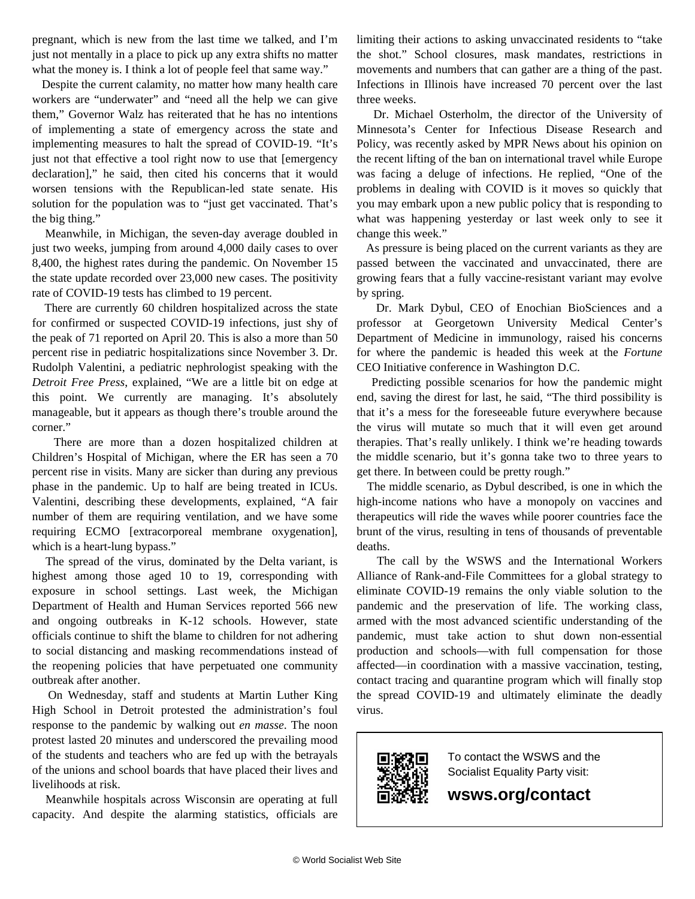pregnant, which is new from the last time we talked, and I'm just not mentally in a place to pick up any extra shifts no matter what the money is. I think a lot of people feel that same way."

Despite the current calamity, no matter how many health care workers are "underwater" and "need all the help we can give them," Governor Walz has reiterated that he has no intentions of implementing a state of emergency across the state and implementing measures to halt the spread of COVID-19. "It's just not that effective a tool right now to use that [emergency declaration]," he said, then cited his concerns that it would worsen tensions with the Republican-led state senate. His solution for the population was to "just get vaccinated. That's the big thing."

Meanwhile, in Michigan, the seven-day average doubled in just two weeks, jumping from around 4,000 daily cases to over 8,400, the highest rates during the pandemic. On November 15 the state update recorded over 23,000 new cases. The positivity rate of COVID-19 tests has climbed to 19 percent.

There are currently 60 children hospitalized across the state for confirmed or suspected COVID-19 infections, just shy of the peak of 71 reported on April 20. This is also a more than 50 percent rise in pediatric hospitalizations since November 3. Dr. Rudolph Valentini, a pediatric nephrologist speaking with the *Detroit Free Press*, explained, "We are a little bit on edge at this point. We currently are managing. It's absolutely manageable, but it appears as though there's trouble around the corner."

There are more than a dozen hospitalized children at Children's Hospital of Michigan, where the ER has seen a 70 percent rise in visits. Many are sicker than during any previous phase in the pandemic. Up to half are being treated in ICUs. Valentini, describing these developments, explained, "A fair number of them are requiring ventilation, and we have some requiring ECMO [extracorporeal membrane oxygenation], which is a heart-lung bypass."

The spread of the virus, dominated by the Delta variant, is highest among those aged 10 to 19, corresponding with exposure in school settings. Last week, the Michigan Department of Health and Human Services reported 566 new and ongoing outbreaks in K-12 schools. However, state officials continue to shift the blame to children for not adhering to social distancing and masking recommendations instead of the reopening policies that have perpetuated one community outbreak after another.

On Wednesday, staff and students at Martin Luther King High School in Detroit protested the administration's foul response to the pandemic by walking out *en masse*. The noon protest lasted 20 minutes and underscored the prevailing mood of the students and teachers who are fed up with the betrayals of the unions and school boards that have placed their lives and livelihoods at risk.

Meanwhile hospitals across Wisconsin are operating at full capacity. And despite the alarming statistics, officials are limiting their actions to asking unvaccinated residents to "take the shot." School closures, mask mandates, restrictions in movements and numbers that can gather are a thing of the past. Infections in Illinois have increased 70 percent over the last three weeks.

Dr. Michael Osterholm, the director of the University of Minnesota's Center for Infectious Disease Research and Policy, was recently asked by MPR News about his opinion on the recent lifting of the ban on international travel while Europe was facing a deluge of infections. He replied, "One of the problems in dealing with COVID is it moves so quickly that you may embark upon a new public policy that is responding to what was happening yesterday or last week only to see it change this week."

As pressure is being placed on the current variants as they are passed between the vaccinated and unvaccinated, there are growing fears that a fully vaccine-resistant variant may evolve by spring.

Dr. Mark Dybul, CEO of Enochian BioSciences and a professor at Georgetown University Medical Center's Department of Medicine in immunology, raised his concerns for where the pandemic is headed this week at the *Fortune* CEO Initiative conference in Washington D.C.

Predicting possible scenarios for how the pandemic might end, saving the direst for last, he said, "The third possibility is that it's a mess for the foreseeable future everywhere because the virus will mutate so much that it will even get around therapies. That's really unlikely. I think we're heading towards the middle scenario, but it's gonna take two to three years to get there. In between could be pretty rough."

The middle scenario, as Dybul described, is one in which the high-income nations who have a monopoly on vaccines and therapeutics will ride the waves while poorer countries face the brunt of the virus, resulting in tens of thousands of preventable deaths.

The call by the WSWS and the International Workers Alliance of Rank-and-File Committees for a global strategy to eliminate COVID-19 remains the only viable solution to the pandemic and the preservation of life. The working class, armed with the most advanced scientific understanding of the pandemic, must take action to shut down non-essential production and schools—with full compensation for those affected—in coordination with a massive vaccination, testing, contact tracing and quarantine program which will finally stop the spread COVID-19 and ultimately eliminate the deadly virus.

To contact the WSWS and the Socialist Equality Party visit:

**wsws.org/contact**